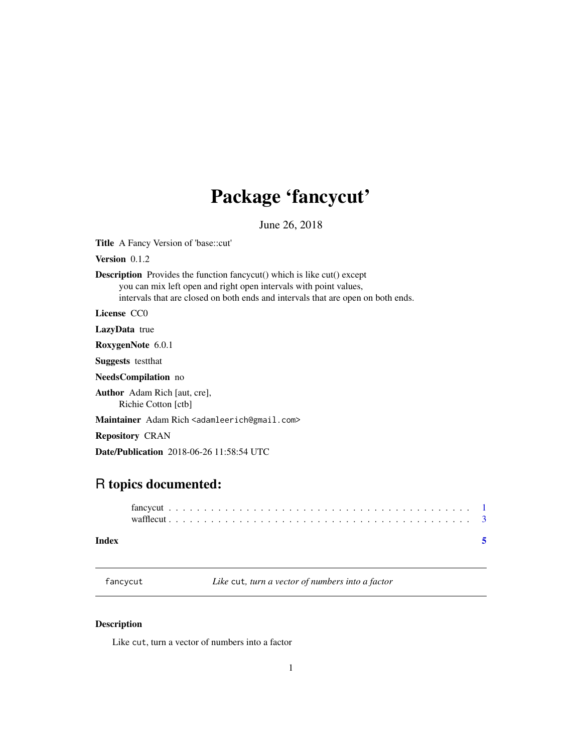# Package 'fancycut'

June 26, 2018

**Title** A Fancy Version of 'base::cut'

**Version** 0.1.2

**Description** Provides the function fancycut() which is like cut() except
you can mix left open and right open intervals with point values,
intervals that are closed on both ends and intervals that are open on both ends.

**License** CC0

**LazyData** true

**RoxygenNote** 6.0.1

**Suggests** testthat

**NeedsCompilation** no

**Author** Adam Rich [aut, cre],
Richie Cotton [ctb]

**Maintainer** Adam Rich <adamleerich@gmail.com>

**Repository** CRAN

**Date/Publication** 2018-06-26 11:58:54 UTC

## R topics documented:

fancycut . . . . . . . . . . . . . . . . . . . . . . . . . . . . . . . . . . . . . . . . . . 1
wafflecut . . . . . . . . . . . . . . . . . . . . . . . . . . . . . . . . . . . . . . . . . 3

**Index** 5

---

`fancycut` *Like `cut`, turn a vector of numbers into a factor*

---

### Description

Like `cut`, turn a vector of numbers into a factor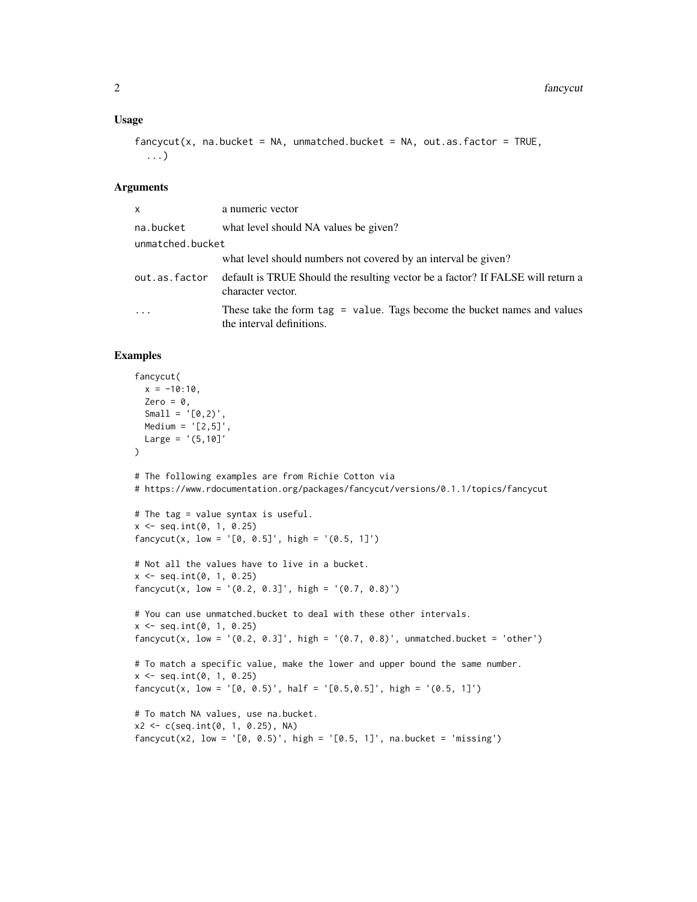### Usage

```
fancycut(x, na.bucket = NA, unmatched.bucket = NA, out.as.factor = TRUE,
  ...)
```

### Arguments

| | |
|---|---|
| x | a numeric vector |
| na.bucket | what level should NA values be given? |
| unmatched.bucket | what level should numbers not covered by an interval be given? |
| out.as.factor | default is TRUE Should the resulting vector be a factor? If FALSE will return a character vector. |
| ... | These take the form `tag = value`. Tags become the bucket names and values the interval definitions. |

### Examples

```
fancycut(
  x = -10:10,
  Zero = 0,
  Small = '[0,2)',
  Medium = '[2,5]',
  Large = '(5,10]'
)

# The following examples are from Richie Cotton via
# https://www.rdocumentation.org/packages/fancycut/versions/0.1.1/topics/fancycut

# The tag = value syntax is useful.
x <- seq.int(0, 1, 0.25)
fancycut(x, low = '[0, 0.5]', high = '(0.5, 1]')

# Not all the values have to live in a bucket.
x <- seq.int(0, 1, 0.25)
fancycut(x, low = '(0.2, 0.3]', high = '(0.7, 0.8)')

# You can use unmatched.bucket to deal with these other intervals.
x <- seq.int(0, 1, 0.25)
fancycut(x, low = '(0.2, 0.3]', high = '(0.7, 0.8)', unmatched.bucket = 'other')

# To match a specific value, make the lower and upper bound the same number.
x <- seq.int(0, 1, 0.25)
fancycut(x, low = '[0, 0.5)', half = '[0.5,0.5]', high = '(0.5, 1]')

# To match NA values, use na.bucket.
x2 <- c(seq.int(0, 1, 0.25), NA)
fancycut(x2, low = '[0, 0.5)', high = '[0.5, 1]', na.bucket = 'missing')
```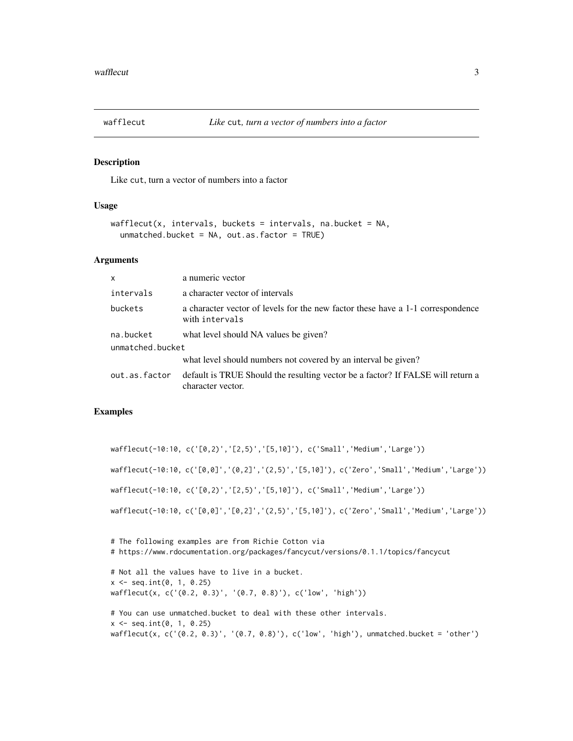## wafflecut *Like* cut*, turn a vector of numbers into a factor*

### Description

Like cut, turn a vector of numbers into a factor

### Usage

```
wafflecut(x, intervals, buckets = intervals, na.bucket = NA,
  unmatched.bucket = NA, out.as.factor = TRUE)
```

### Arguments

| Argument | Description |
| --- | --- |
| x | a numeric vector |
| intervals | a character vector of intervals |
| buckets | a character vector of levels for the new factor these have a 1-1 correspondence with intervals |
| na.bucket | what level should NA values be given? |
| unmatched.bucket | what level should numbers not covered by an interval be given? |
| out.as.factor | default is TRUE Should the resulting vector be a factor? If FALSE will return a character vector. |

### Examples

```
wafflecut(-10:10, c('[0,2)','[2,5)','[5,10]'), c('Small','Medium','Large'))

wafflecut(-10:10, c('[0,0]','(0,2]','(2,5)','[5,10]'), c('Zero','Small','Medium','Large'))

wafflecut(-10:10, c('[0,2)','[2,5)','[5,10]'), c('Small','Medium','Large'))

wafflecut(-10:10, c('[0,0]','[0,2]','(2,5)','[5,10]'), c('Zero','Small','Medium','Large'))


# The following examples are from Richie Cotton via
# https://www.rdocumentation.org/packages/fancycut/versions/0.1.1/topics/fancycut

# Not all the values have to live in a bucket.
x <- seq.int(0, 1, 0.25)
wafflecut(x, c('(0.2, 0.3)', '(0.7, 0.8)'), c('low', 'high'))

# You can use unmatched.bucket to deal with these other intervals.
x <- seq.int(0, 1, 0.25)
wafflecut(x, c('(0.2, 0.3)', '(0.7, 0.8)'), c('low', 'high'), unmatched.bucket = 'other')
```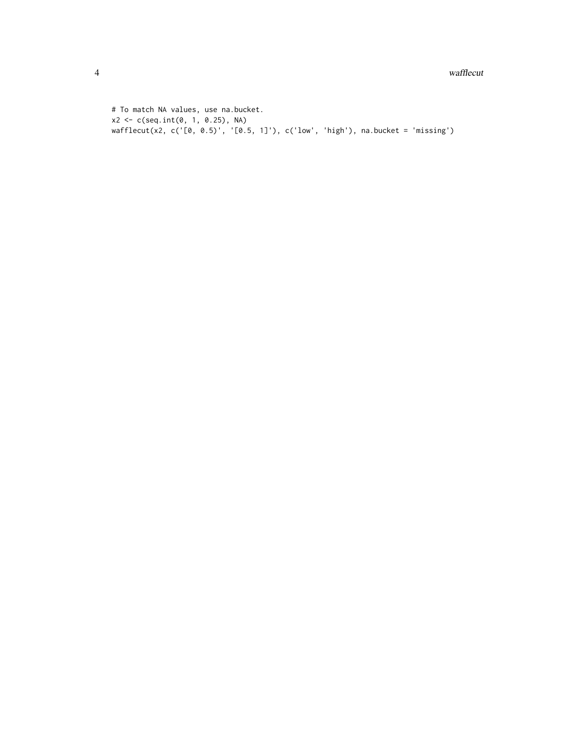```
# To match NA values, use na.bucket.
x2 <- c(seq.int(0, 1, 0.25), NA)
wafflecut(x2, c('[0, 0.5)', '[0.5, 1]'), c('low', 'high'), na.bucket = 'missing')
```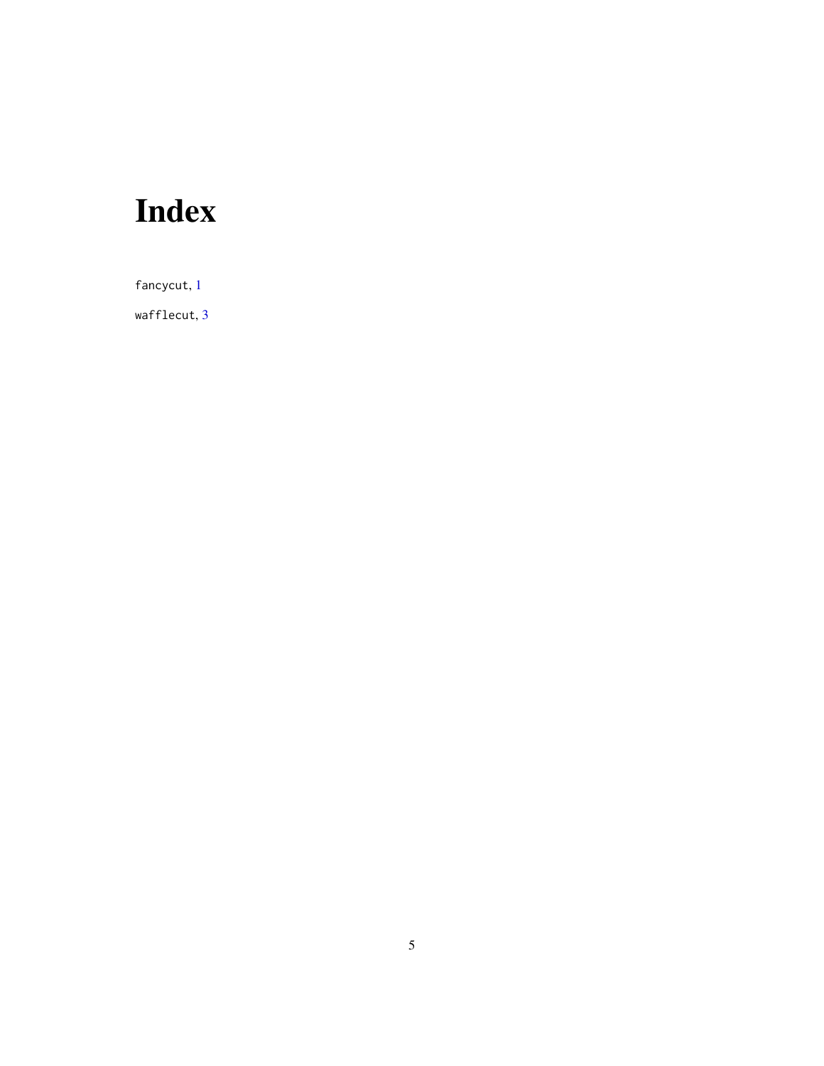# Index

`fancycut`, 1

`wafflecut`, 3